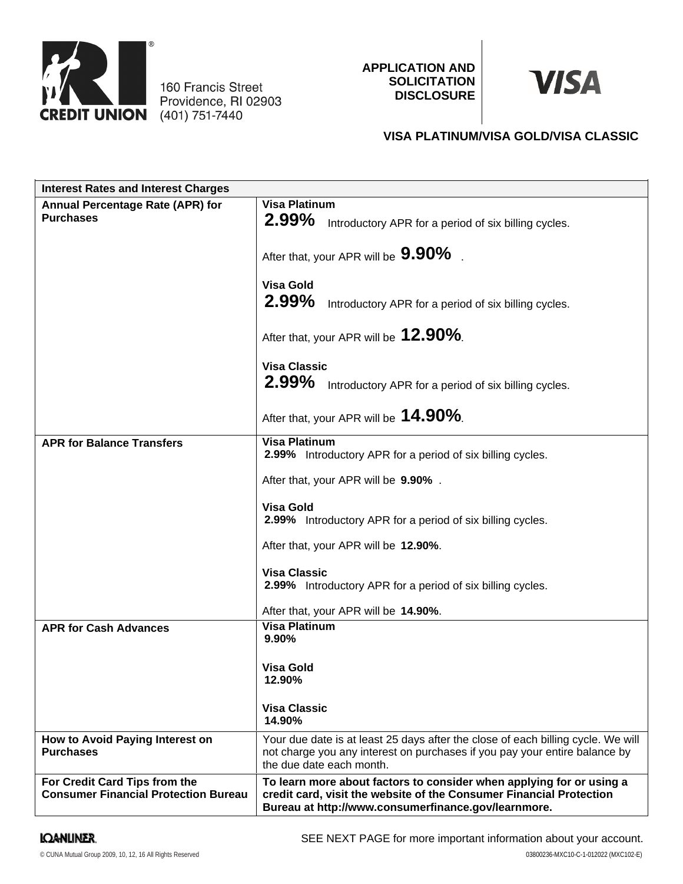RI CREDIT UNION

160 Francis Street
Providence, RI 02903
(401) 751-7440

**APPLICATION AND SOLICITATION DISCLOSURE**

**VISA**

**VISA PLATINUM/VISA GOLD/VISA CLASSIC**

| **Interest Rates and Interest Charges** | |
|---|---|
| **Annual Percentage Rate (APR) for Purchases** | **Visa Platinum**<br>**2.99%** Introductory APR for a period of six billing cycles.<br><br>After that, your APR will be **9.90%** .<br><br>**Visa Gold**<br>**2.99%** Introductory APR for a period of six billing cycles.<br><br>After that, your APR will be **12.90%**.<br><br>**Visa Classic**<br>**2.99%** Introductory APR for a period of six billing cycles.<br><br>After that, your APR will be **14.90%**. |
| **APR for Balance Transfers** | **Visa Platinum**<br>**2.99%** Introductory APR for a period of six billing cycles.<br><br>After that, your APR will be **9.90%** .<br><br>**Visa Gold**<br>**2.99%** Introductory APR for a period of six billing cycles.<br><br>After that, your APR will be **12.90%**.<br><br>**Visa Classic**<br>**2.99%** Introductory APR for a period of six billing cycles.<br><br>After that, your APR will be **14.90%**. |
| **APR for Cash Advances** | **Visa Platinum**<br>**9.90%**<br><br>**Visa Gold**<br>**12.90%**<br><br>**Visa Classic**<br>**14.90%** |
| **How to Avoid Paying Interest on Purchases** | Your due date is at least 25 days after the close of each billing cycle. We will not charge you any interest on purchases if you pay your entire balance by the due date each month. |
| **For Credit Card Tips from the Consumer Financial Protection Bureau** | **To learn more about factors to consider when applying for or using a credit card, visit the website of the Consumer Financial Protection Bureau at http://www.consumerfinance.gov/learnmore.** |

LOANLINER.

SEE NEXT PAGE for more important information about your account.

© CUNA Mutual Group 2009, 10, 12, 16 All Rights Reserved

03800236-MXC10-C-1-012022 (MXC102-E)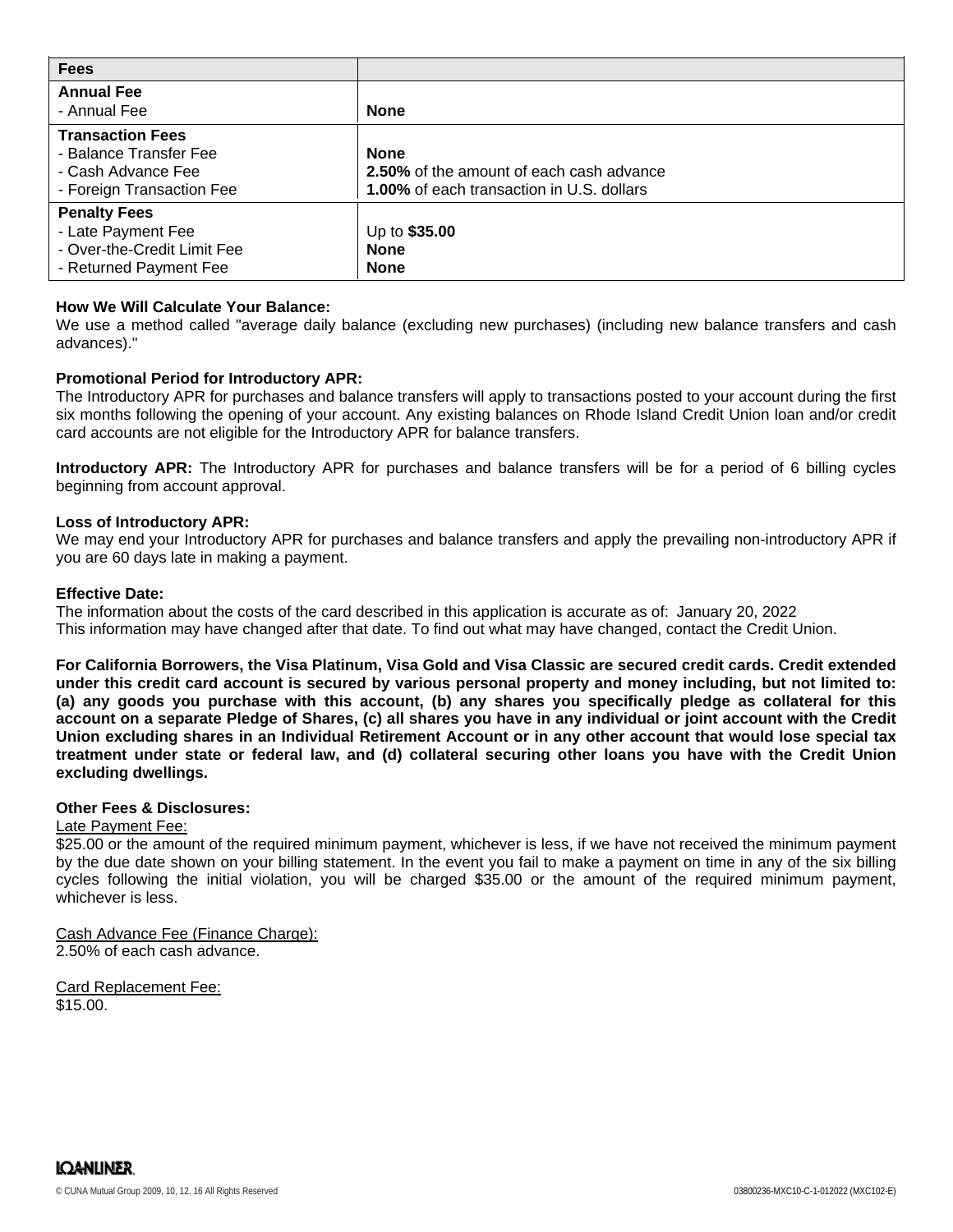| **Fees** | |
|---|---|
| **Annual Fee**<br>- Annual Fee | **None** |
| **Transaction Fees**<br>- Balance Transfer Fee<br>- Cash Advance Fee<br>- Foreign Transaction Fee | **None**<br>**2.50%** of the amount of each cash advance<br>**1.00%** of each transaction in U.S. dollars |
| **Penalty Fees**<br>- Late Payment Fee<br>- Over-the-Credit Limit Fee<br>- Returned Payment Fee | Up to **$35.00**<br>**None**<br>**None** |

**How We Will Calculate Your Balance:**
We use a method called "average daily balance (excluding new purchases) (including new balance transfers and cash advances)."

**Promotional Period for Introductory APR:**
The Introductory APR for purchases and balance transfers will apply to transactions posted to your account during the first six months following the opening of your account. Any existing balances on Rhode Island Credit Union loan and/or credit card accounts are not eligible for the Introductory APR for balance transfers.

**Introductory APR:** The Introductory APR for purchases and balance transfers will be for a period of 6 billing cycles beginning from account approval.

**Loss of Introductory APR:**
We may end your Introductory APR for purchases and balance transfers and apply the prevailing non-introductory APR if you are 60 days late in making a payment.

**Effective Date:**
The information about the costs of the card described in this application is accurate as of: January 20, 2022
This information may have changed after that date. To find out what may have changed, contact the Credit Union.

**For California Borrowers, the Visa Platinum, Visa Gold and Visa Classic are secured credit cards. Credit extended under this credit card account is secured by various personal property and money including, but not limited to: (a) any goods you purchase with this account, (b) any shares you specifically pledge as collateral for this account on a separate Pledge of Shares, (c) all shares you have in any individual or joint account with the Credit Union excluding shares in an Individual Retirement Account or in any other account that would lose special tax treatment under state or federal law, and (d) collateral securing other loans you have with the Credit Union excluding dwellings.**

**Other Fees & Disclosures:**

Late Payment Fee:
$25.00 or the amount of the required minimum payment, whichever is less, if we have not received the minimum payment by the due date shown on your billing statement. In the event you fail to make a payment on time in any of the six billing cycles following the initial violation, you will be charged $35.00 or the amount of the required minimum payment, whichever is less.

Cash Advance Fee (Finance Charge):
2.50% of each cash advance.

Card Replacement Fee:
$15.00.

LOANLINER.

© CUNA Mutual Group 2009, 10, 12, 16 All Rights Reserved

03800236-MXC10-C-1-012022 (MXC102-E)